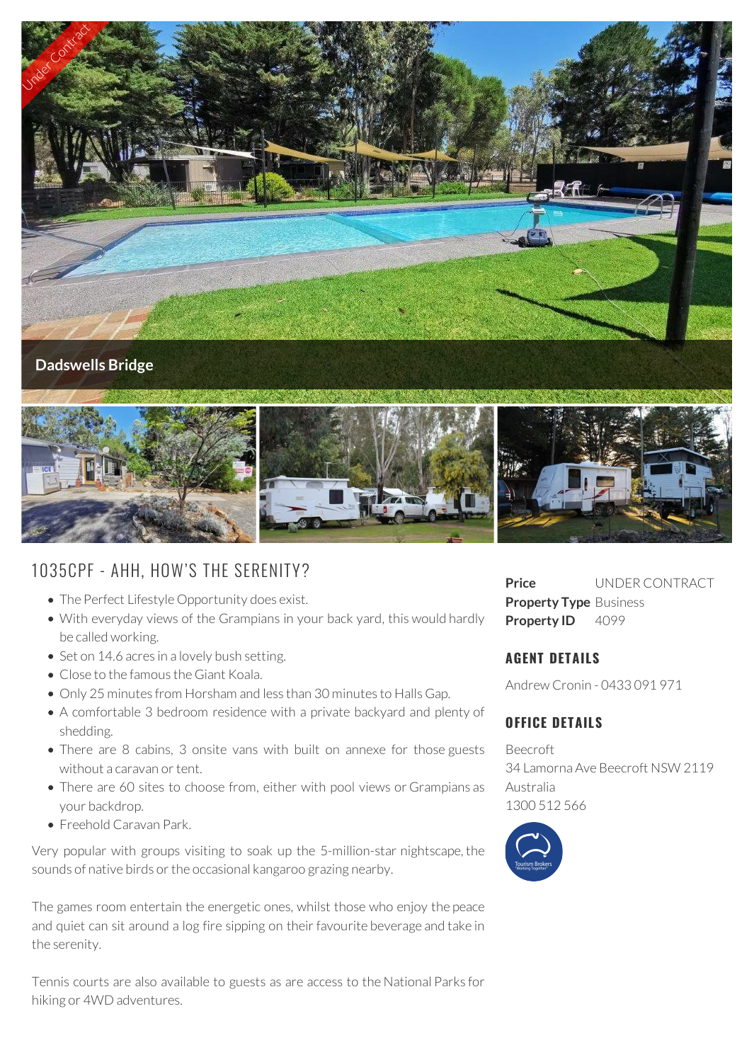Under Contract

Dadswells Bridge

# 1035CPF - AHH, HOW'S THE SERENITY?

- The Perfect Lifestyle Opportunity does exist.
- With everyday views of the Grampians in your back yard, this would hardly be called working.
- Set on 14.6 acres in a lovely bush setting.
- Close to the famous the Giant Koala.
- Only 25 minutes from Horsham and less than 30 minutes to Halls Gap.
- A comfortable 3 bedroom residence with a private backyard and plenty of shedding.
- There are 8 cabins, 3 onsite vans with built on annexe for those guests without a caravan or tent.
- There are 60 sites to choose from, either with pool views or Grampians as your backdrop.
- Freehold Caravan Park.

Very popular with groups visiting to soak up the 5-million-star nightscape, the sounds of native birds or the occasional kangaroo grazing nearby.

The games room entertain the energetic ones, whilst those who enjoy the peace and quiet can sit around a log fire sipping on their favourite beverage and take in the serenity.

Tennis courts are also available to guests as are access to the National Parks for hiking or 4WD adventures.

**Price** UNDER CONTRACT
**Property Type** Business
**Property ID** 4099

## AGENT DETAILS

Andrew Cronin - 0433 091 971

## OFFICE DETAILS

Beecroft
34 Lamorna Ave Beecroft NSW 2119
Australia
1300 512 566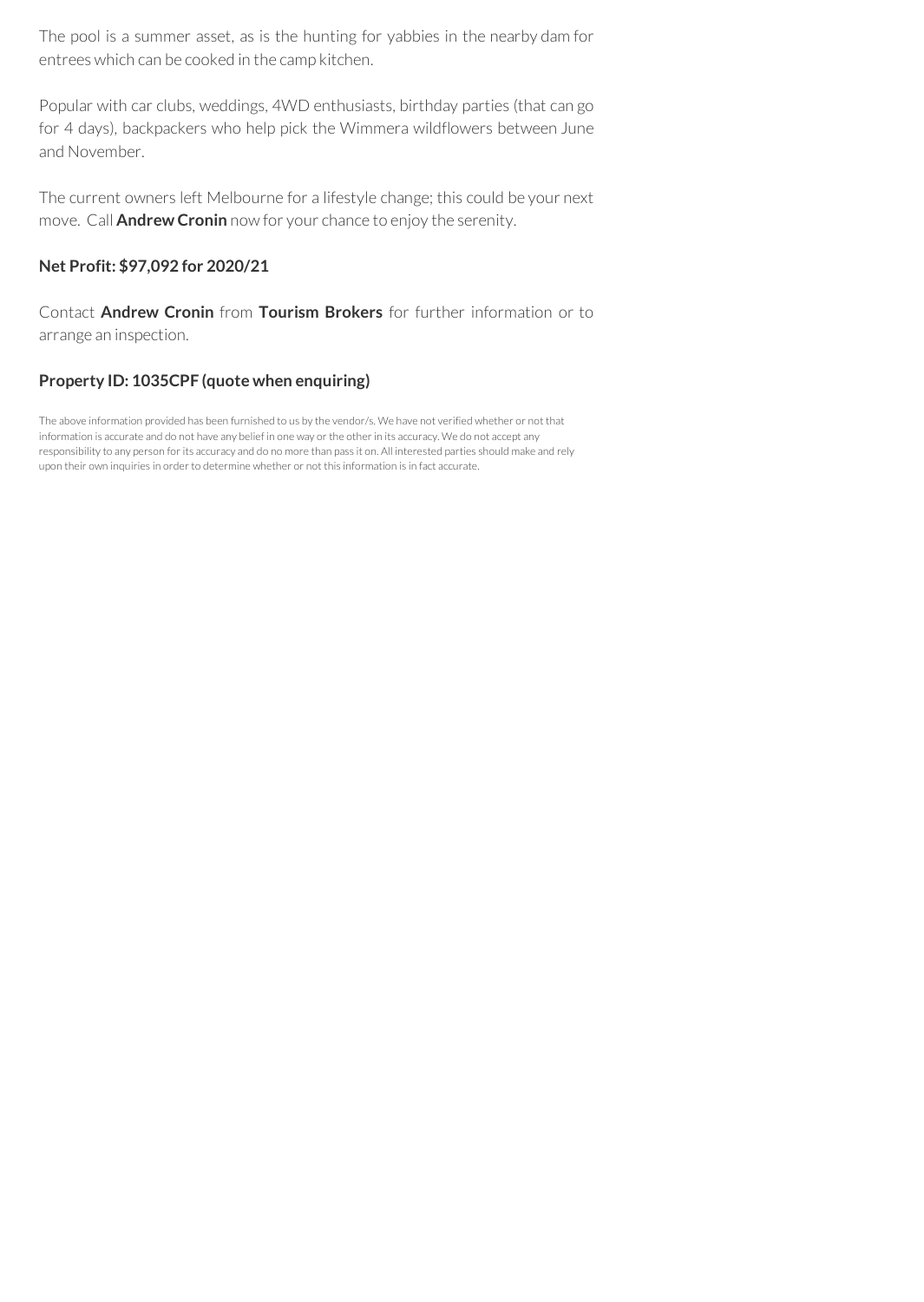The pool is a summer asset, as is the hunting for yabbies in the nearby dam for entrees which can be cooked in the camp kitchen.

Popular with car clubs, weddings, 4WD enthusiasts, birthday parties (that can go for 4 days), backpackers who help pick the Wimmera wildflowers between June and November.

The current owners left Melbourne for a lifestyle change; this could be your next move. Call **Andrew Cronin** now for your chance to enjoy the serenity.

**Net Profit: $97,092 for 2020/21**

Contact **Andrew Cronin** from **Tourism Brokers** for further information or to arrange an inspection.

**Property ID: 1035CPF (quote when enquiring)**

The above information provided has been furnished to us by the vendor/s. We have not verified whether or not that information is accurate and do not have any belief in one way or the other in its accuracy. We do not accept any responsibility to any person for its accuracy and do no more than pass it on. All interested parties should make and rely upon their own inquiries in order to determine whether or not this information is in fact accurate.